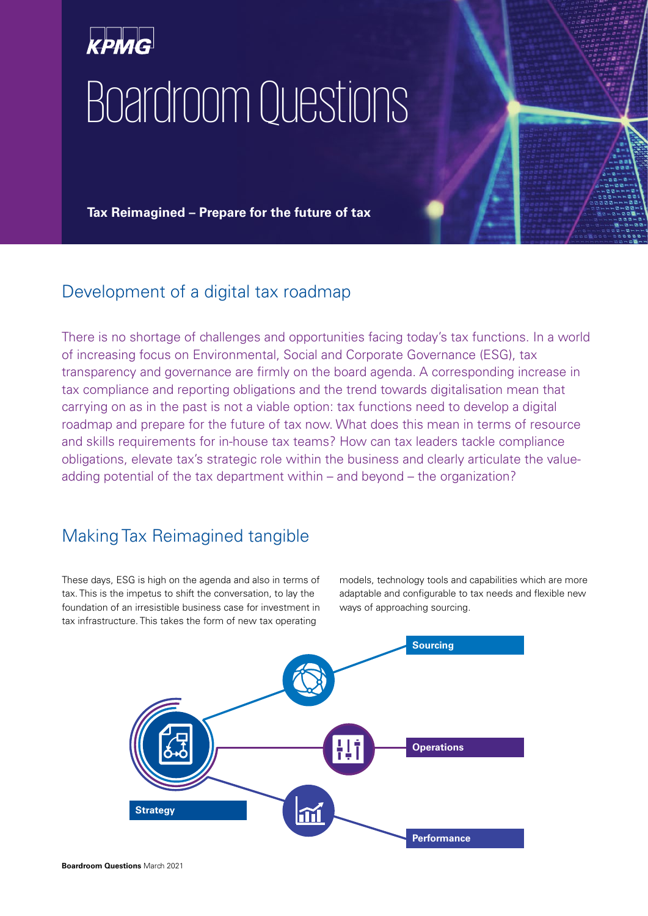KPMG

# Boardroom Questions

**Tax Reimagined – Prepare for the future of tax**

## Development of a digital tax roadmap

There is no shortage of challenges and opportunities facing today's tax functions. In a world of increasing focus on Environmental, Social and Corporate Governance (ESG), tax transparency and governance are firmly on the board agenda. A corresponding increase in tax compliance and reporting obligations and the trend towards digitalisation mean that carrying on as in the past is not a viable option: tax functions need to develop a digital roadmap and prepare for the future of tax now. What does this mean in terms of resource and skills requirements for in-house tax teams? How can tax leaders tackle compliance obligations, elevate tax's strategic role within the business and clearly articulate the value-adding potential of the tax department within – and beyond – the organization?

## Making Tax Reimagined tangible

These days, ESG is high on the agenda and also in terms of tax. This is the impetus to shift the conversation, to lay the foundation of an irresistible business case for investment in tax infrastructure. This takes the form of new tax operating models, technology tools and capabilities which are more adaptable and configurable to tax needs and flexible new ways of approaching sourcing.

**Sourcing**

**Operations**

**Strategy**

**Performance**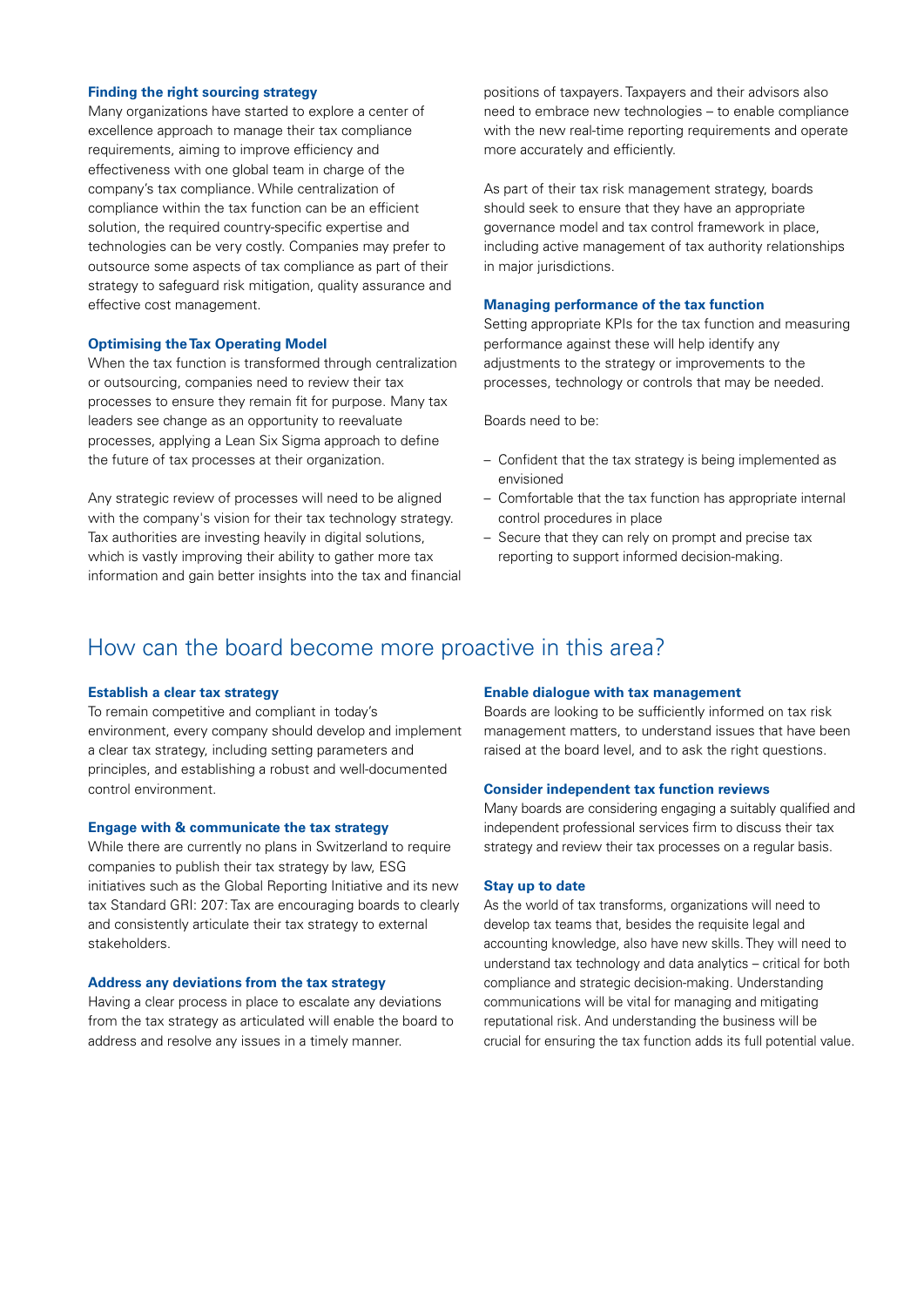### Finding the right sourcing strategy

Many organizations have started to explore a center of excellence approach to manage their tax compliance requirements, aiming to improve efficiency and effectiveness with one global team in charge of the company's tax compliance. While centralization of compliance within the tax function can be an efficient solution, the required country-specific expertise and technologies can be very costly. Companies may prefer to outsource some aspects of tax compliance as part of their strategy to safeguard risk mitigation, quality assurance and effective cost management.

### Optimising the Tax Operating Model

When the tax function is transformed through centralization or outsourcing, companies need to review their tax processes to ensure they remain fit for purpose. Many tax leaders see change as an opportunity to reevaluate processes, applying a Lean Six Sigma approach to define the future of tax processes at their organization.

Any strategic review of processes will need to be aligned with the company's vision for their tax technology strategy. Tax authorities are investing heavily in digital solutions, which is vastly improving their ability to gather more tax information and gain better insights into the tax and financial positions of taxpayers. Taxpayers and their advisors also need to embrace new technologies – to enable compliance with the new real-time reporting requirements and operate more accurately and efficiently.

As part of their tax risk management strategy, boards should seek to ensure that they have an appropriate governance model and tax control framework in place, including active management of tax authority relationships in major jurisdictions.

### Managing performance of the tax function

Setting appropriate KPIs for the tax function and measuring performance against these will help identify any adjustments to the strategy or improvements to the processes, technology or controls that may be needed.

Boards need to be:

- Confident that the tax strategy is being implemented as envisioned
- Comfortable that the tax function has appropriate internal control procedures in place
- Secure that they can rely on prompt and precise tax reporting to support informed decision-making.

## How can the board become more proactive in this area?

### Establish a clear tax strategy

To remain competitive and compliant in today's environment, every company should develop and implement a clear tax strategy, including setting parameters and principles, and establishing a robust and well-documented control environment.

### Engage with & communicate the tax strategy

While there are currently no plans in Switzerland to require companies to publish their tax strategy by law, ESG initiatives such as the Global Reporting Initiative and its new tax Standard GRI: 207: Tax are encouraging boards to clearly and consistently articulate their tax strategy to external stakeholders.

### Address any deviations from the tax strategy

Having a clear process in place to escalate any deviations from the tax strategy as articulated will enable the board to address and resolve any issues in a timely manner.

### Enable dialogue with tax management

Boards are looking to be sufficiently informed on tax risk management matters, to understand issues that have been raised at the board level, and to ask the right questions.

### Consider independent tax function reviews

Many boards are considering engaging a suitably qualified and independent professional services firm to discuss their tax strategy and review their tax processes on a regular basis.

### Stay up to date

As the world of tax transforms, organizations will need to develop tax teams that, besides the requisite legal and accounting knowledge, also have new skills. They will need to understand tax technology and data analytics – critical for both compliance and strategic decision-making. Understanding communications will be vital for managing and mitigating reputational risk. And understanding the business will be crucial for ensuring the tax function adds its full potential value.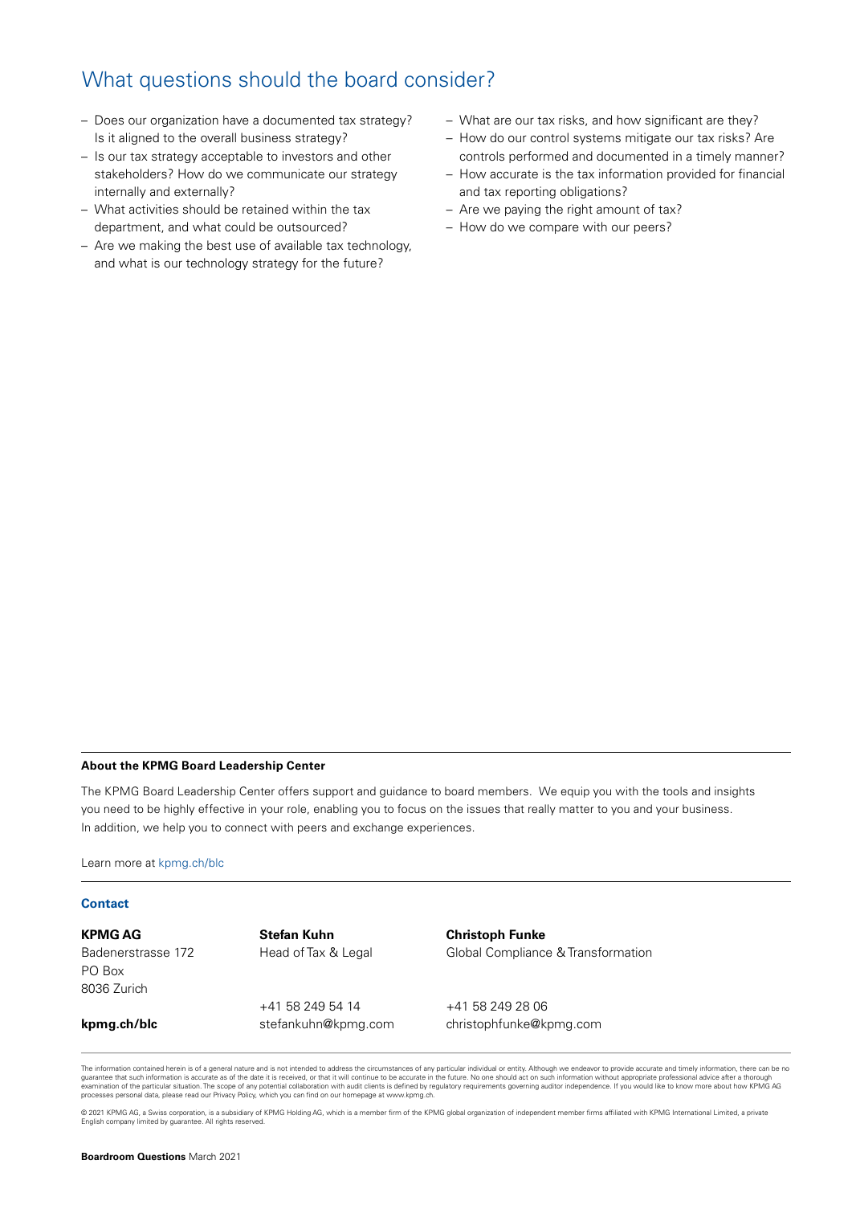## What questions should the board consider?

- Does our organization have a documented tax strategy? Is it aligned to the overall business strategy?
- Is our tax strategy acceptable to investors and other stakeholders? How do we communicate our strategy internally and externally?
- What activities should be retained within the tax department, and what could be outsourced?
- Are we making the best use of available tax technology, and what is our technology strategy for the future?
- What are our tax risks, and how significant are they?
- How do our control systems mitigate our tax risks? Are controls performed and documented in a timely manner?
- How accurate is the tax information provided for financial and tax reporting obligations?
- Are we paying the right amount of tax?
- How do we compare with our peers?

**About the KPMG Board Leadership Center**

The KPMG Board Leadership Center offers support and guidance to board members. We equip you with the tools and insights you need to be highly effective in your role, enabling you to focus on the issues that really matter to you and your business. In addition, we help you to connect with peers and exchange experiences.

Learn more at kpmg.ch/blc

**Contact**

**KPMG AG**
Badenerstrasse 172
PO Box
8036 Zurich

**kpmg.ch/blc**

**Stefan Kuhn**
Head of Tax & Legal

+41 58 249 54 14
stefankuhn@kpmg.com

**Christoph Funke**
Global Compliance & Transformation

+41 58 249 28 06
christophfunke@kpmg.com

The information contained herein is of a general nature and is not intended to address the circumstances of any particular individual or entity. Although we endeavor to provide accurate and timely information, there can be no guarantee that such information is accurate as of the date it is received, or that it will continue to be accurate in the future. No one should act on such information without appropriate professional advice after a thorough examination of the particular situation. The scope of any potential collaboration with audit clients is defined by regulatory requirements governing auditor independence. If you would like to know more about how KPMG AG processes personal data, please read our Privacy Policy, which you can find on our homepage at www.kpmg.ch.

© 2021 KPMG AG, a Swiss corporation, is a subsidiary of KPMG Holding AG, which is a member firm of the KPMG global organization of independent member firms affiliated with KPMG International Limited, a private English company limited by guarantee. All rights reserved.

**Boardroom Questions** March 2021